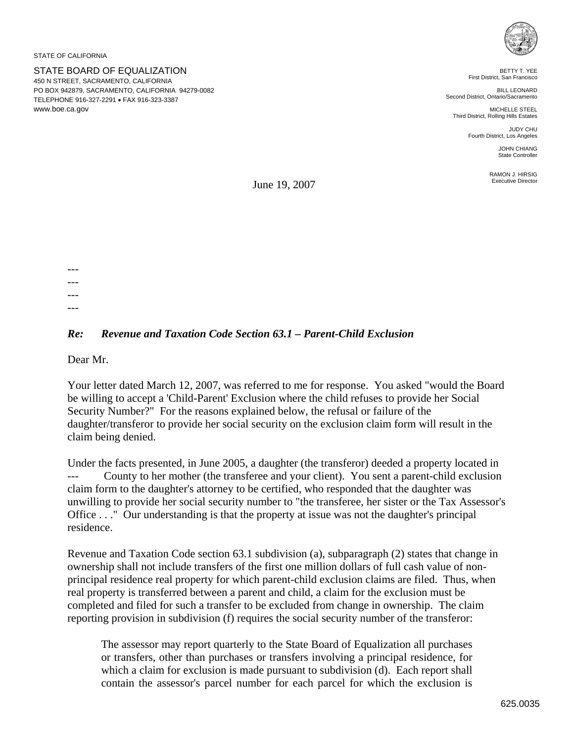STATE OF CALIFORNIA

STATE BOARD OF EQUALIZATION
450 N STREET, SACRAMENTO, CALIFORNIA
PO BOX 942879, SACRAMENTO, CALIFORNIA 94279-0082
TELEPHONE 916-327-2291 • FAX 916-323-3387
www.boe.ca.gov

BETTY T. YEE
First District, San Francisco

BILL LEONARD
Second District, Ontario/Sacramento

MICHELLE STEEL
Third District, Rolling Hills Estates

JUDY CHU
Fourth District, Los Angeles

JOHN CHIANG
State Controller

RAMON J. HIRSIG
Executive Director

June 19, 2007

---
---
---
---

***Re: Revenue and Taxation Code Section 63.1 – Parent-Child Exclusion***

Dear Mr.

Your letter dated March 12, 2007, was referred to me for response. You asked "would the Board be willing to accept a 'Child-Parent' Exclusion where the child refuses to provide her Social Security Number?" For the reasons explained below, the refusal or failure of the daughter/transferor to provide her social security on the exclusion claim form will result in the claim being denied.

Under the facts presented, in June 2005, a daughter (the transferor) deeded a property located in --- County to her mother (the transferee and your client). You sent a parent-child exclusion claim form to the daughter's attorney to be certified, who responded that the daughter was unwilling to provide her social security number to "the transferee, her sister or the Tax Assessor's Office . . ." Our understanding is that the property at issue was not the daughter's principal residence.

Revenue and Taxation Code section 63.1 subdivision (a), subparagraph (2) states that change in ownership shall not include transfers of the first one million dollars of full cash value of non-principal residence real property for which parent-child exclusion claims are filed. Thus, when real property is transferred between a parent and child, a claim for the exclusion must be completed and filed for such a transfer to be excluded from change in ownership. The claim reporting provision in subdivision (f) requires the social security number of the transferor:

> The assessor may report quarterly to the State Board of Equalization all purchases or transfers, other than purchases or transfers involving a principal residence, for which a claim for exclusion is made pursuant to subdivision (d). Each report shall contain the assessor's parcel number for each parcel for which the exclusion is

625.0035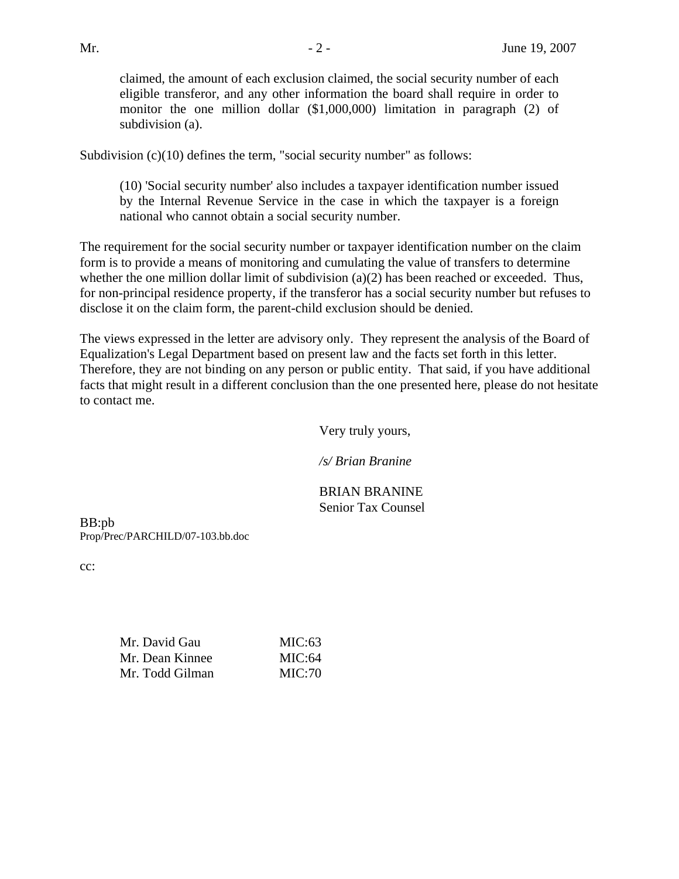> claimed, the amount of each exclusion claimed, the social security number of each eligible transferor, and any other information the board shall require in order to monitor the one million dollar ($1,000,000) limitation in paragraph (2) of subdivision (a).

Subdivision (c)(10) defines the term, "social security number" as follows:

> (10) 'Social security number' also includes a taxpayer identification number issued by the Internal Revenue Service in the case in which the taxpayer is a foreign national who cannot obtain a social security number.

The requirement for the social security number or taxpayer identification number on the claim form is to provide a means of monitoring and cumulating the value of transfers to determine whether the one million dollar limit of subdivision (a)(2) has been reached or exceeded. Thus, for non-principal residence property, if the transferor has a social security number but refuses to disclose it on the claim form, the parent-child exclusion should be denied.

The views expressed in the letter are advisory only. They represent the analysis of the Board of Equalization's Legal Department based on present law and the facts set forth in this letter. Therefore, they are not binding on any person or public entity. That said, if you have additional facts that might result in a different conclusion than the one presented here, please do not hesitate to contact me.

Very truly yours,

*/s/ Brian Branine*

BRIAN BRANINE
Senior Tax Counsel

BB:pb
Prop/Prec/PARCHILD/07-103.bb.doc

cc:

| | |
|---|---|
| Mr. David Gau | MIC:63 |
| Mr. Dean Kinnee | MIC:64 |
| Mr. Todd Gilman | MIC:70 |